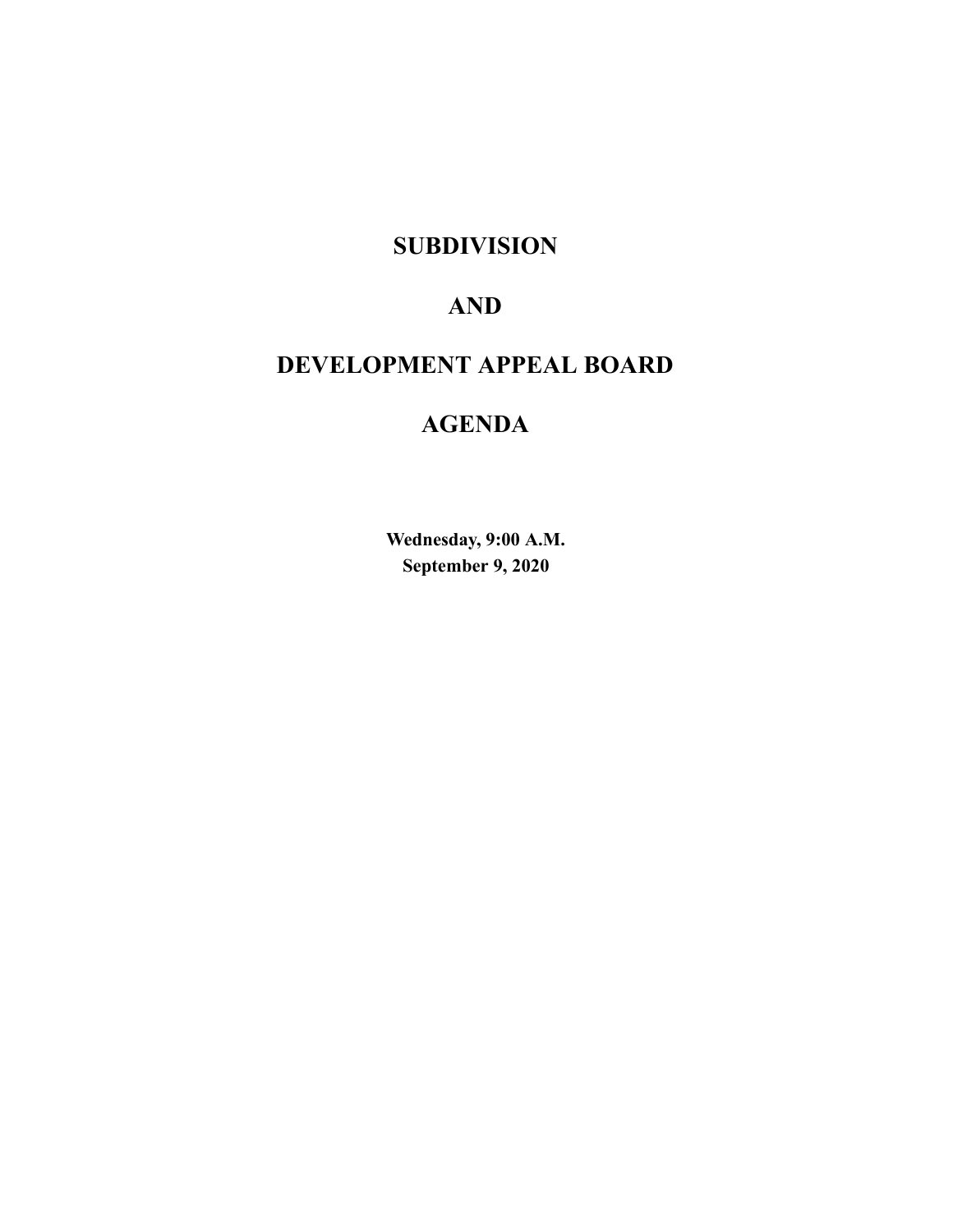# SUBDIVISION

# AND

# DEVELOPMENT APPEAL BOARD

# AGENDA

**Wednesday, 9:00 A.M.**
**September 9, 2020**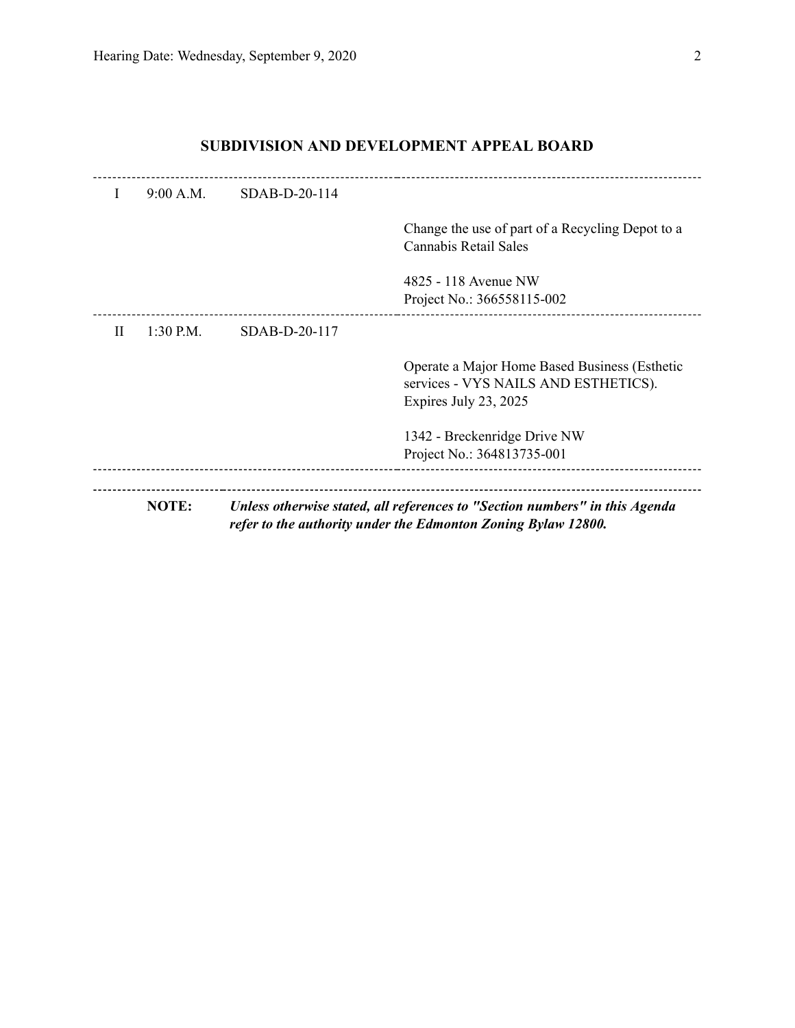## SUBDIVISION AND DEVELOPMENT APPEAL BOARD

---

| | | | |
|---|---|---|---|
| I | 9:00 A.M. | SDAB-D-20-114 | |
| | | | Change the use of part of a Recycling Depot to a Cannabis Retail Sales |
| | | | 4825 - 118 Avenue NW<br>Project No.: 366558115-002 |
| II | 1:30 P.M. | SDAB-D-20-117 | |
| | | | Operate a Major Home Based Business (Esthetic services - VYS NAILS AND ESTHETICS). Expires July 23, 2025 |
| | | | 1342 - Breckenridge Drive NW<br>Project No.: 364813735-001 |

---

**NOTE:** ***Unless otherwise stated, all references to "Section numbers" in this Agenda refer to the authority under the Edmonton Zoning Bylaw 12800.***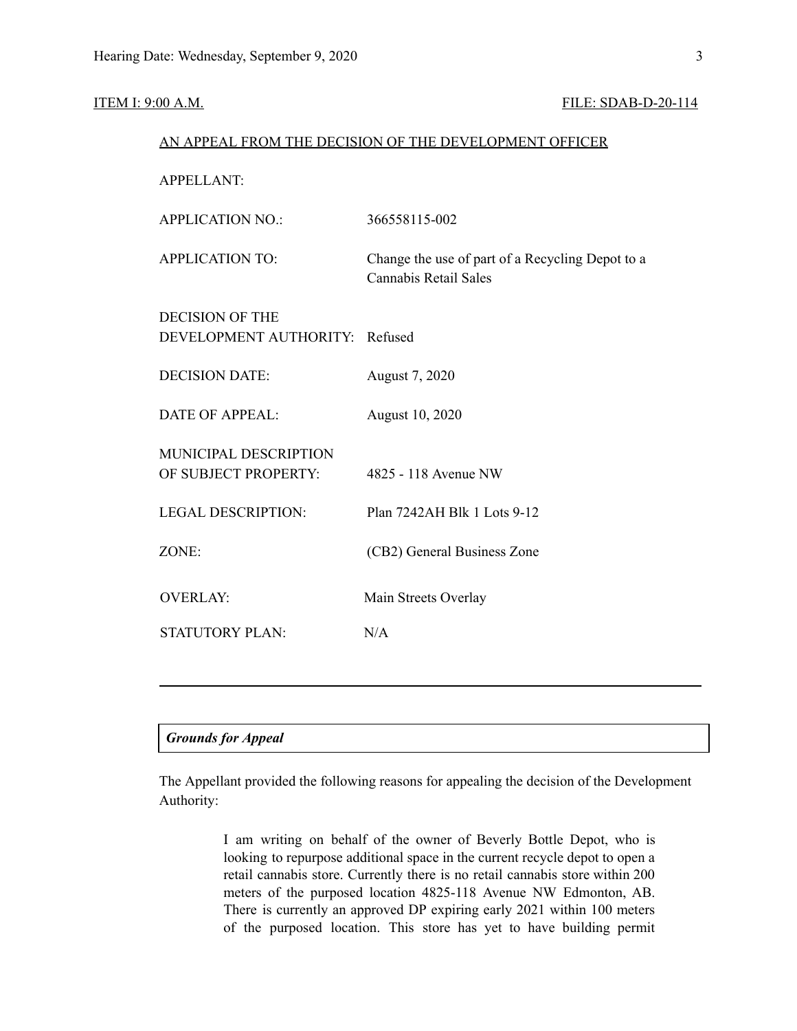ITEM I: 9:00 A.M. FILE: SDAB-D-20-114

AN APPEAL FROM THE DECISION OF THE DEVELOPMENT OFFICER

| | |
|---|---|
| APPELLANT: | |
| APPLICATION NO.: | 366558115-002 |
| APPLICATION TO: | Change the use of part of a Recycling Depot to a Cannabis Retail Sales |
| DECISION OF THE DEVELOPMENT AUTHORITY: | Refused |
| DECISION DATE: | August 7, 2020 |
| DATE OF APPEAL: | August 10, 2020 |
| MUNICIPAL DESCRIPTION OF SUBJECT PROPERTY: | 4825 - 118 Avenue NW |
| LEGAL DESCRIPTION: | Plan 7242AH Blk 1 Lots 9-12 |
| ZONE: | (CB2) General Business Zone |
| OVERLAY: | Main Streets Overlay |
| STATUTORY PLAN: | N/A |

---

***Grounds for Appeal***

The Appellant provided the following reasons for appealing the decision of the Development Authority:

> I am writing on behalf of the owner of Beverly Bottle Depot, who is looking to repurpose additional space in the current recycle depot to open a retail cannabis store. Currently there is no retail cannabis store within 200 meters of the purposed location 4825-118 Avenue NW Edmonton, AB. There is currently an approved DP expiring early 2021 within 100 meters of the purposed location. This store has yet to have building permit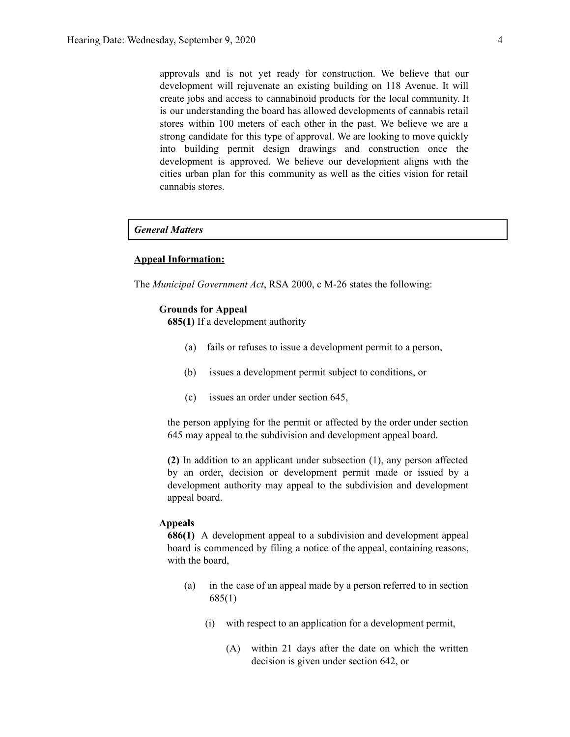approvals and is not yet ready for construction. We believe that our development will rejuvenate an existing building on 118 Avenue. It will create jobs and access to cannabinoid products for the local community. It is our understanding the board has allowed developments of cannabis retail stores within 100 meters of each other in the past. We believe we are a strong candidate for this type of approval. We are looking to move quickly into building permit design drawings and construction once the development is approved. We believe our development aligns with the cities urban plan for this community as well as the cities vision for retail cannabis stores.

***General Matters***

**Appeal Information:**

The *Municipal Government Act*, RSA 2000, c M-26 states the following:

**Grounds for Appeal**

**685(1)** If a development authority

(a) fails or refuses to issue a development permit to a person,

(b) issues a development permit subject to conditions, or

(c) issues an order under section 645,

the person applying for the permit or affected by the order under section 645 may appeal to the subdivision and development appeal board.

**(2)** In addition to an applicant under subsection (1), any person affected by an order, decision or development permit made or issued by a development authority may appeal to the subdivision and development appeal board.

**Appeals**

**686(1)** A development appeal to a subdivision and development appeal board is commenced by filing a notice of the appeal, containing reasons, with the board,

(a) in the case of an appeal made by a person referred to in section 685(1)

(i) with respect to an application for a development permit,

(A) within 21 days after the date on which the written decision is given under section 642, or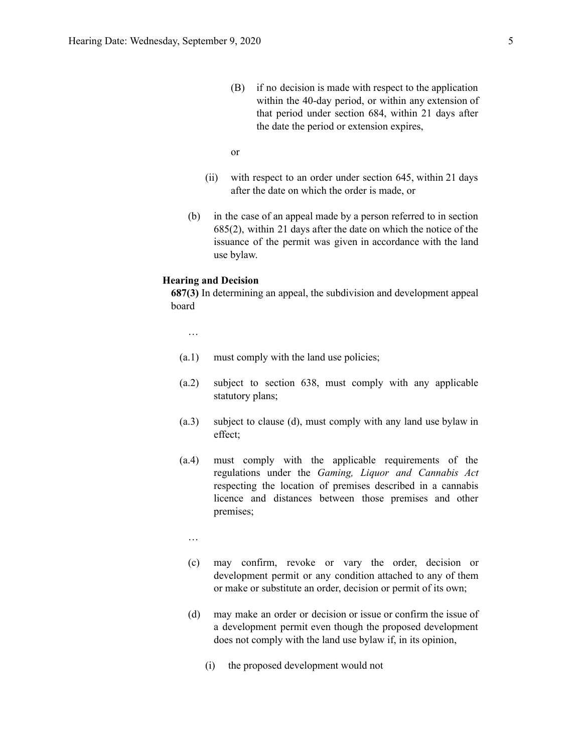(B) if no decision is made with respect to the application within the 40-day period, or within any extension of that period under section 684, within 21 days after the date the period or extension expires,

or

(ii) with respect to an order under section 645, within 21 days after the date on which the order is made, or

(b) in the case of an appeal made by a person referred to in section 685(2), within 21 days after the date on which the notice of the issuance of the permit was given in accordance with the land use bylaw.

**Hearing and Decision**

**687(3)** In determining an appeal, the subdivision and development appeal board

…

(a.1) must comply with the land use policies;

(a.2) subject to section 638, must comply with any applicable statutory plans;

(a.3) subject to clause (d), must comply with any land use bylaw in effect;

(a.4) must comply with the applicable requirements of the regulations under the *Gaming, Liquor and Cannabis Act* respecting the location of premises described in a cannabis licence and distances between those premises and other premises;

…

(c) may confirm, revoke or vary the order, decision or development permit or any condition attached to any of them or make or substitute an order, decision or permit of its own;

(d) may make an order or decision or issue or confirm the issue of a development permit even though the proposed development does not comply with the land use bylaw if, in its opinion,

(i) the proposed development would not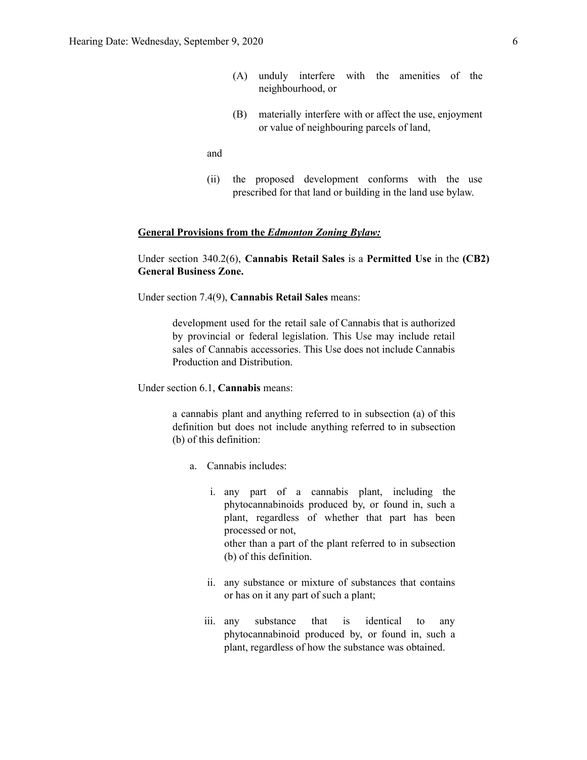(A) unduly interfere with the amenities of the neighbourhood, or

(B) materially interfere with or affect the use, enjoyment or value of neighbouring parcels of land,

and

(ii) the proposed development conforms with the use prescribed for that land or building in the land use bylaw.

**General Provisions from the *Edmonton Zoning Bylaw:***

Under section 340.2(6), **Cannabis Retail Sales** is a **Permitted Use** in the **(CB2) General Business Zone.**

Under section 7.4(9), **Cannabis Retail Sales** means:

> development used for the retail sale of Cannabis that is authorized by provincial or federal legislation. This Use may include retail sales of Cannabis accessories. This Use does not include Cannabis Production and Distribution.

Under section 6.1, **Cannabis** means:

> a cannabis plant and anything referred to in subsection (a) of this definition but does not include anything referred to in subsection (b) of this definition:
>
> a. Cannabis includes:
>
> i. any part of a cannabis plant, including the phytocannabinoids produced by, or found in, such a plant, regardless of whether that part has been processed or not,
> other than a part of the plant referred to in subsection (b) of this definition.
>
> ii. any substance or mixture of substances that contains or has on it any part of such a plant;
>
> iii. any substance that is identical to any phytocannabinoid produced by, or found in, such a plant, regardless of how the substance was obtained.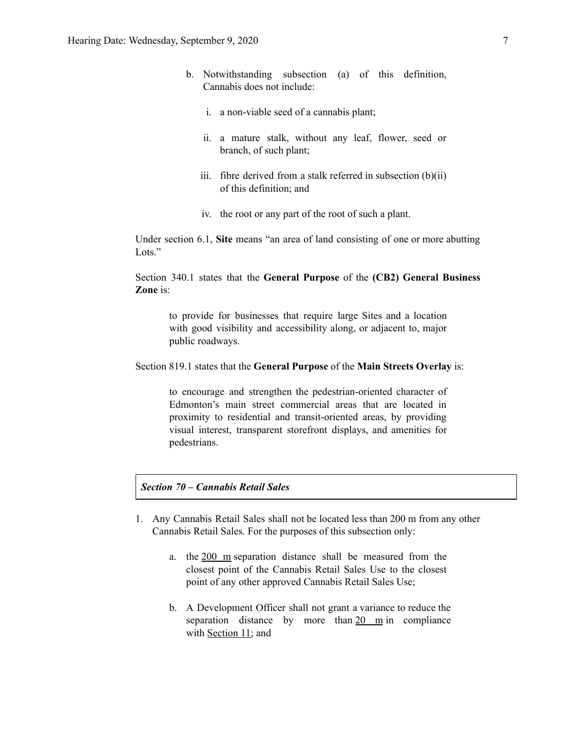b. Notwithstanding subsection (a) of this definition, Cannabis does not include:

    i. a non-viable seed of a cannabis plant;

    ii. a mature stalk, without any leaf, flower, seed or branch, of such plant;

    iii. fibre derived from a stalk referred in subsection (b)(ii) of this definition; and

    iv. the root or any part of the root of such a plant.

Under section 6.1, **Site** means "an area of land consisting of one or more abutting Lots."

Section 340.1 states that the **General Purpose** of the **(CB2) General Business Zone** is:

> to provide for businesses that require large Sites and a location with good visibility and accessibility along, or adjacent to, major public roadways.

Section 819.1 states that the **General Purpose** of the **Main Streets Overlay** is:

> to encourage and strengthen the pedestrian-oriented character of Edmonton's main street commercial areas that are located in proximity to residential and transit-oriented areas, by providing visual interest, transparent storefront displays, and amenities for pedestrians.

***Section 70 – Cannabis Retail Sales***

1. Any Cannabis Retail Sales shall not be located less than 200 m from any other Cannabis Retail Sales. For the purposes of this subsection only:

    a. the 200 m separation distance shall be measured from the closest point of the Cannabis Retail Sales Use to the closest point of any other approved Cannabis Retail Sales Use;

    b. A Development Officer shall not grant a variance to reduce the separation distance by more than 20 m in compliance with Section 11; and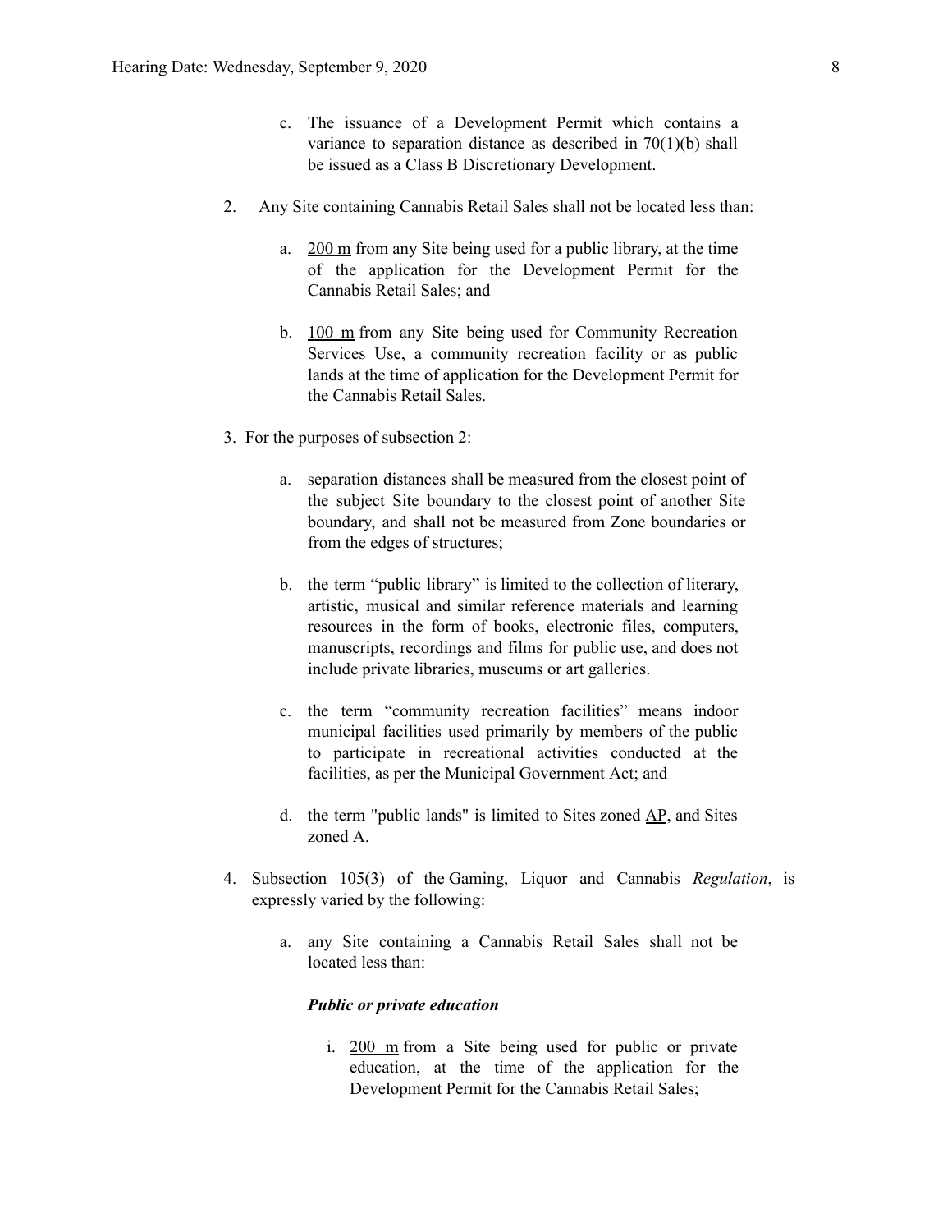c. The issuance of a Development Permit which contains a variance to separation distance as described in 70(1)(b) shall be issued as a Class B Discretionary Development.

2. Any Site containing Cannabis Retail Sales shall not be located less than:

   a. 200 m from any Site being used for a public library, at the time of the application for the Development Permit for the Cannabis Retail Sales; and

   b. 100 m from any Site being used for Community Recreation Services Use, a community recreation facility or as public lands at the time of application for the Development Permit for the Cannabis Retail Sales.

3. For the purposes of subsection 2:

   a. separation distances shall be measured from the closest point of the subject Site boundary to the closest point of another Site boundary, and shall not be measured from Zone boundaries or from the edges of structures;

   b. the term "public library" is limited to the collection of literary, artistic, musical and similar reference materials and learning resources in the form of books, electronic files, computers, manuscripts, recordings and films for public use, and does not include private libraries, museums or art galleries.

   c. the term "community recreation facilities" means indoor municipal facilities used primarily by members of the public to participate in recreational activities conducted at the facilities, as per the Municipal Government Act; and

   d. the term "public lands" is limited to Sites zoned AP, and Sites zoned A.

4. Subsection 105(3) of the Gaming, Liquor and Cannabis *Regulation*, is expressly varied by the following:

   a. any Site containing a Cannabis Retail Sales shall not be located less than:

      ***Public or private education***

      i. 200 m from a Site being used for public or private education, at the time of the application for the Development Permit for the Cannabis Retail Sales;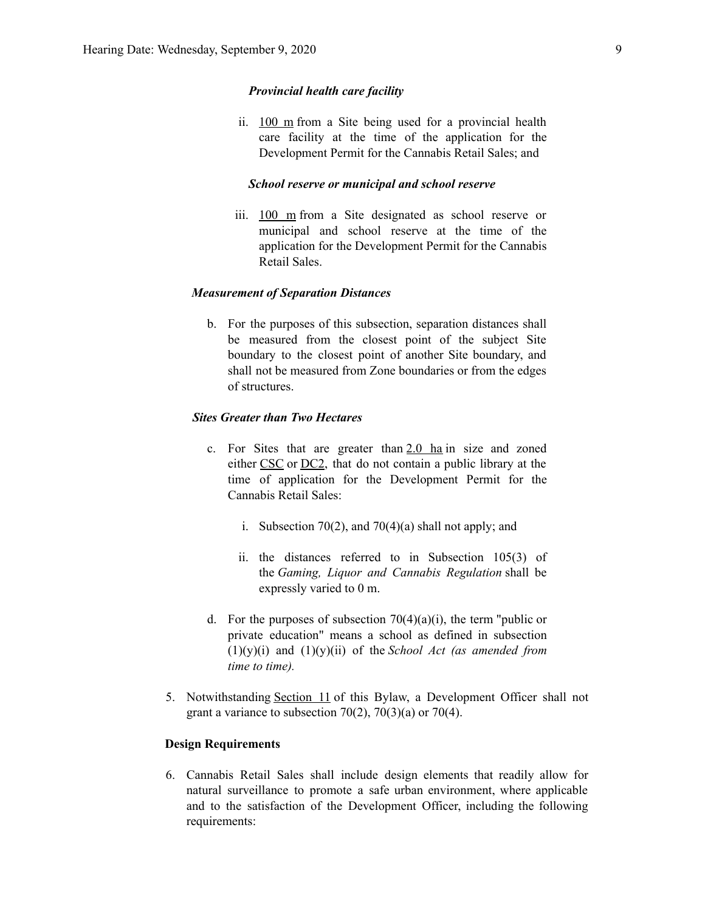*Provincial health care facility*

ii. 100 m from a Site being used for a provincial health care facility at the time of the application for the Development Permit for the Cannabis Retail Sales; and

*School reserve or municipal and school reserve*

iii. 100 m from a Site designated as school reserve or municipal and school reserve at the time of the application for the Development Permit for the Cannabis Retail Sales.

*Measurement of Separation Distances*

b. For the purposes of this subsection, separation distances shall be measured from the closest point of the subject Site boundary to the closest point of another Site boundary, and shall not be measured from Zone boundaries or from the edges of structures.

*Sites Greater than Two Hectares*

c. For Sites that are greater than 2.0 ha in size and zoned either CSC or DC2, that do not contain a public library at the time of application for the Development Permit for the Cannabis Retail Sales:

i. Subsection 70(2), and 70(4)(a) shall not apply; and

ii. the distances referred to in Subsection 105(3) of the *Gaming, Liquor and Cannabis Regulation* shall be expressly varied to 0 m.

d. For the purposes of subsection 70(4)(a)(i), the term "public or private education" means a school as defined in subsection (1)(y)(i) and (1)(y)(ii) of the *School Act (as amended from time to time).*

5. Notwithstanding Section 11 of this Bylaw, a Development Officer shall not grant a variance to subsection 70(2), 70(3)(a) or 70(4).

**Design Requirements**

6. Cannabis Retail Sales shall include design elements that readily allow for natural surveillance to promote a safe urban environment, where applicable and to the satisfaction of the Development Officer, including the following requirements: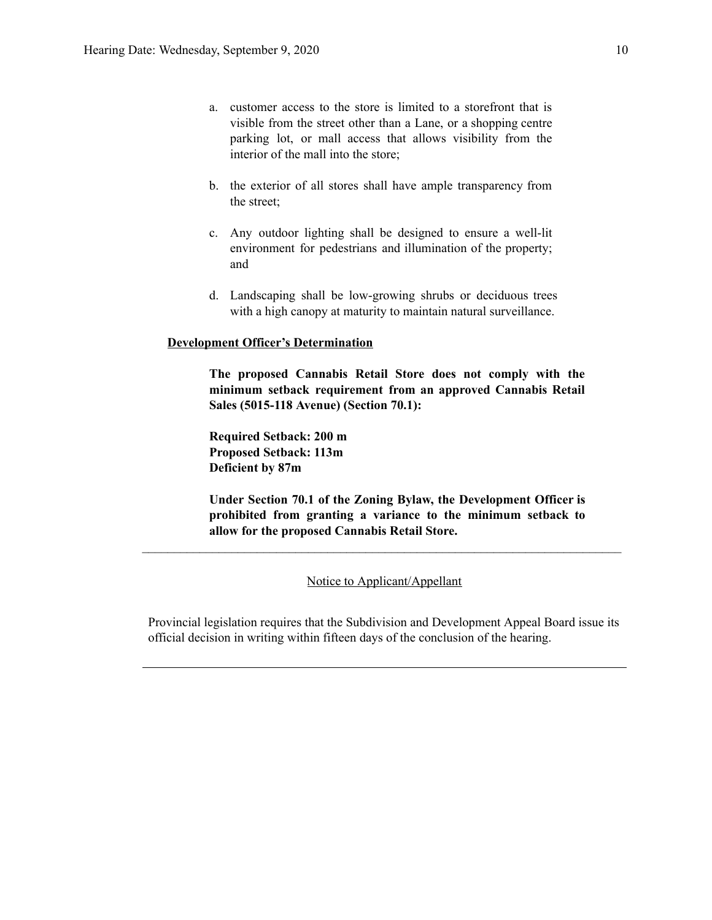a. customer access to the store is limited to a storefront that is visible from the street other than a Lane, or a shopping centre parking lot, or mall access that allows visibility from the interior of the mall into the store;

b. the exterior of all stores shall have ample transparency from the street;

c. Any outdoor lighting shall be designed to ensure a well-lit environment for pedestrians and illumination of the property; and

d. Landscaping shall be low-growing shrubs or deciduous trees with a high canopy at maturity to maintain natural surveillance.

**Development Officer's Determination**

**The proposed Cannabis Retail Store does not comply with the minimum setback requirement from an approved Cannabis Retail Sales (5015-118 Avenue) (Section 70.1):**

**Required Setback: 200 m**
**Proposed Setback: 113m**
**Deficient by 87m**

**Under Section 70.1 of the Zoning Bylaw, the Development Officer is prohibited from granting a variance to the minimum setback to allow for the proposed Cannabis Retail Store.**

---

Notice to Applicant/Appellant

Provincial legislation requires that the Subdivision and Development Appeal Board issue its official decision in writing within fifteen days of the conclusion of the hearing.

---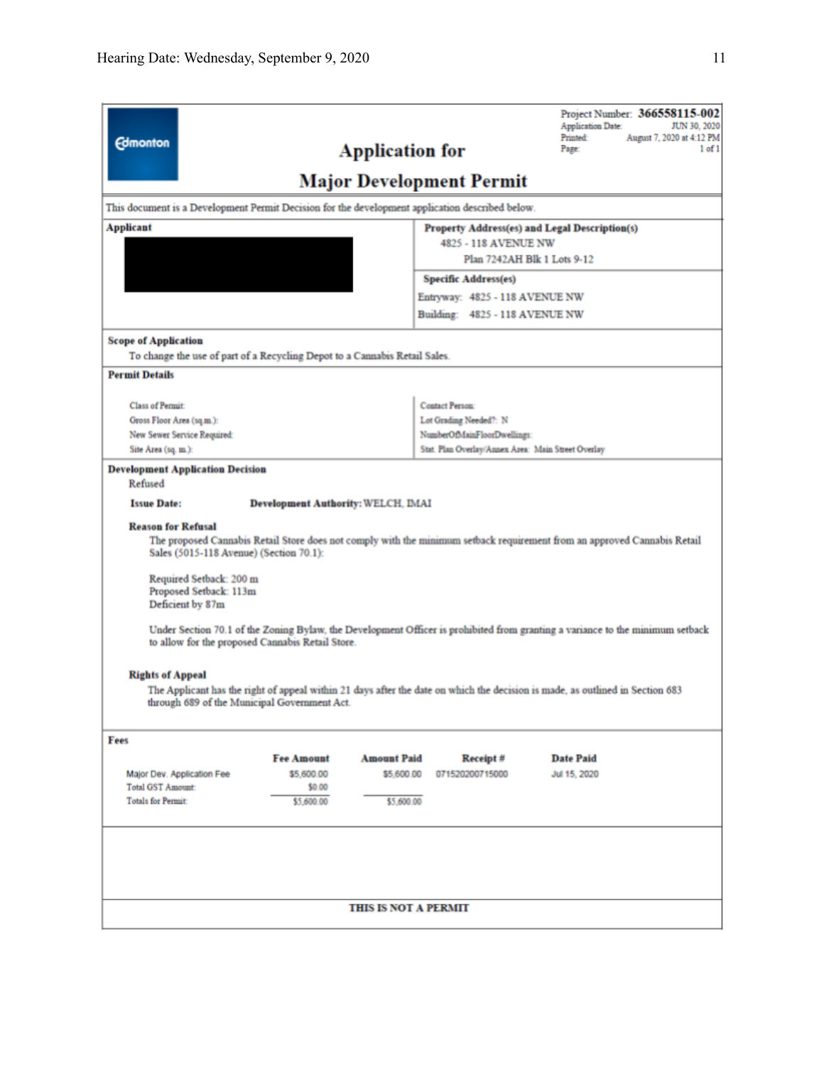Edmonton

# Application for Major Development Permit

Project Number: **366558115-002**
Application Date: JUN 30, 2020
Printed: August 7, 2020 at 4:12 PM
Page: 1 of 1

This document is a Development Permit Decision for the development application described below.

**Applicant**

**Property Address(es) and Legal Description(s)**
4825 - 118 AVENUE NW
Plan 7242AH Blk 1 Lots 9-12

**Specific Address(es)**
Entryway: 4825 - 118 AVENUE NW
Building: 4825 - 118 AVENUE NW

**Scope of Application**
To change the use of part of a Recycling Depot to a Cannabis Retail Sales.

**Permit Details**

Class of Permit:
Gross Floor Area (sq.m.):
New Sewer Service Required:
Site Area (sq. m.):

Contact Person:
Lot Grading Needed?: N
NumberOfMainFloorDwellings:
Stat. Plan Overlay/Annex Area: Main Street Overlay

**Development Application Decision**
Refused

**Issue Date:** **Development Authority:** WELCH, IMAI

**Reason for Refusal**

The proposed Cannabis Retail Store does not comply with the minimum setback requirement from an approved Cannabis Retail Sales (5015-118 Avenue) (Section 70.1):

Required Setback: 200 m
Proposed Setback: 113m
Deficient by 87m

Under Section 70.1 of the Zoning Bylaw, the Development Officer is prohibited from granting a variance to the minimum setback to allow for the proposed Cannabis Retail Store.

**Rights of Appeal**

The Applicant has the right of appeal within 21 days after the date on which the decision is made, as outlined in Section 683 through 689 of the Municipal Government Act.

**Fees**

| | Fee Amount | Amount Paid | Receipt # | Date Paid |
|---|---|---|---|---|
| Major Dev. Application Fee | $5,600.00 | $5,600.00 | 071520200715000 | Jul 15, 2020 |
| Total GST Amount: | $0.00 | | | |
| Totals for Permit: | $5,600.00 | $5,600.00 | | |

**THIS IS NOT A PERMIT**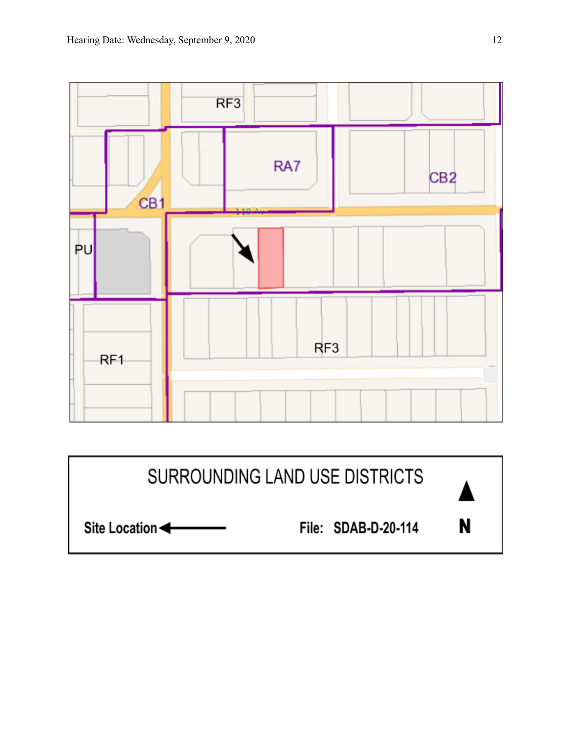RF3

RA7

CB2

CB1

118 Av

PU

RF1

RF3

SURROUNDING LAND USE DISTRICTS

Site Location ←

File: SDAB-D-20-114

N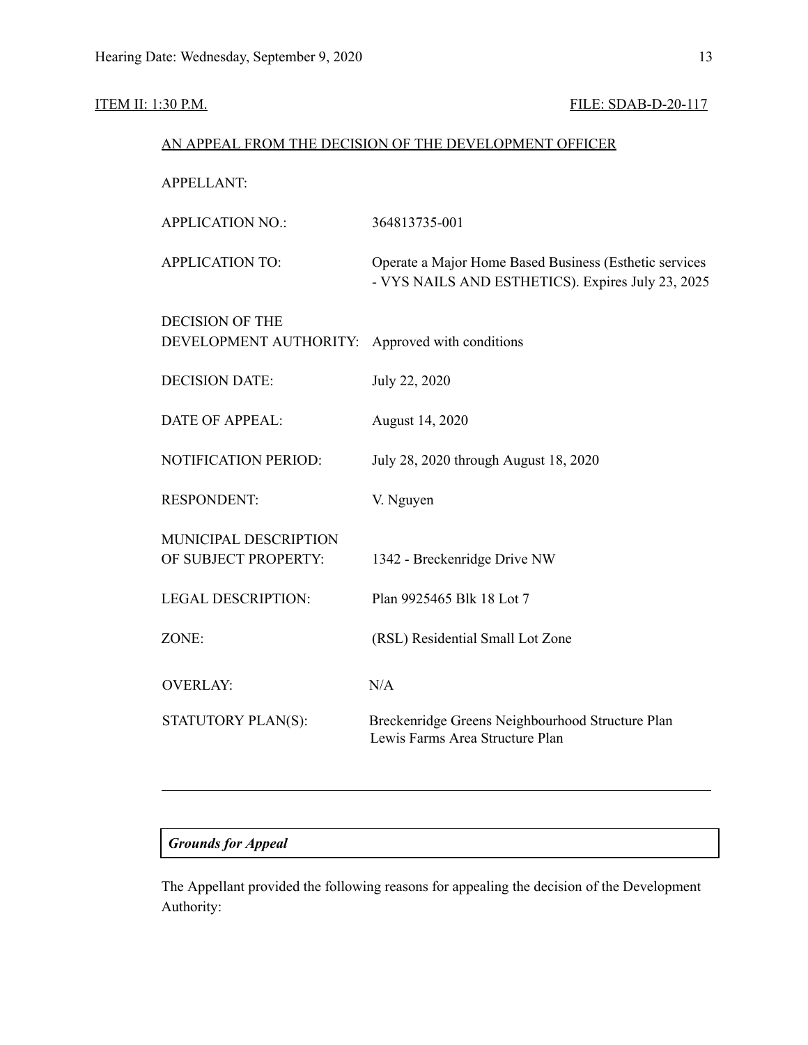ITEM II: 1:30 P.M. FILE: SDAB-D-20-117

AN APPEAL FROM THE DECISION OF THE DEVELOPMENT OFFICER

| | |
|---|---|
| APPELLANT: | |
| APPLICATION NO.: | 364813735-001 |
| APPLICATION TO: | Operate a Major Home Based Business (Esthetic services - VYS NAILS AND ESTHETICS). Expires July 23, 2025 |
| DECISION OF THE DEVELOPMENT AUTHORITY: | Approved with conditions |
| DECISION DATE: | July 22, 2020 |
| DATE OF APPEAL: | August 14, 2020 |
| NOTIFICATION PERIOD: | July 28, 2020 through August 18, 2020 |
| RESPONDENT: | V. Nguyen |
| MUNICIPAL DESCRIPTION OF SUBJECT PROPERTY: | 1342 - Breckenridge Drive NW |
| LEGAL DESCRIPTION: | Plan 9925465 Blk 18 Lot 7 |
| ZONE: | (RSL) Residential Small Lot Zone |
| OVERLAY: | N/A |
| STATUTORY PLAN(S): | Breckenridge Greens Neighbourhood Structure Plan<br>Lewis Farms Area Structure Plan |

---

***Grounds for Appeal***

The Appellant provided the following reasons for appealing the decision of the Development Authority: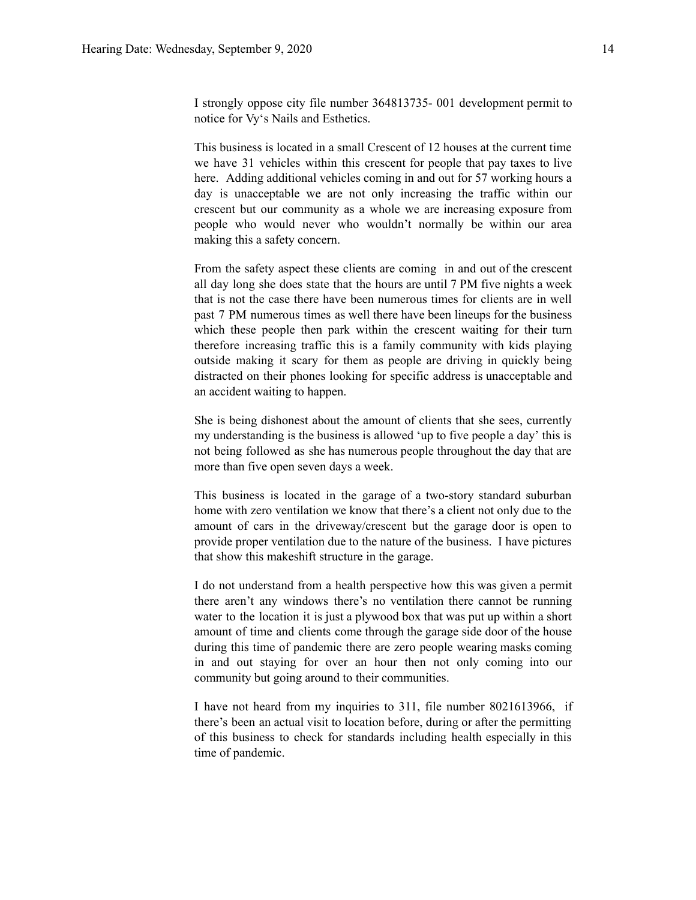I strongly oppose city file number 364813735- 001 development permit to notice for Vy's Nails and Esthetics.

This business is located in a small Crescent of 12 houses at the current time we have 31 vehicles within this crescent for people that pay taxes to live here. Adding additional vehicles coming in and out for 57 working hours a day is unacceptable we are not only increasing the traffic within our crescent but our community as a whole we are increasing exposure from people who would never who wouldn't normally be within our area making this a safety concern.

From the safety aspect these clients are coming in and out of the crescent all day long she does state that the hours are until 7 PM five nights a week that is not the case there have been numerous times for clients are in well past 7 PM numerous times as well there have been lineups for the business which these people then park within the crescent waiting for their turn therefore increasing traffic this is a family community with kids playing outside making it scary for them as people are driving in quickly being distracted on their phones looking for specific address is unacceptable and an accident waiting to happen.

She is being dishonest about the amount of clients that she sees, currently my understanding is the business is allowed 'up to five people a day' this is not being followed as she has numerous people throughout the day that are more than five open seven days a week.

This business is located in the garage of a two-story standard suburban home with zero ventilation we know that there's a client not only due to the amount of cars in the driveway/crescent but the garage door is open to provide proper ventilation due to the nature of the business. I have pictures that show this makeshift structure in the garage.

I do not understand from a health perspective how this was given a permit there aren't any windows there's no ventilation there cannot be running water to the location it is just a plywood box that was put up within a short amount of time and clients come through the garage side door of the house during this time of pandemic there are zero people wearing masks coming in and out staying for over an hour then not only coming into our community but going around to their communities.

I have not heard from my inquiries to 311, file number 8021613966, if there's been an actual visit to location before, during or after the permitting of this business to check for standards including health especially in this time of pandemic.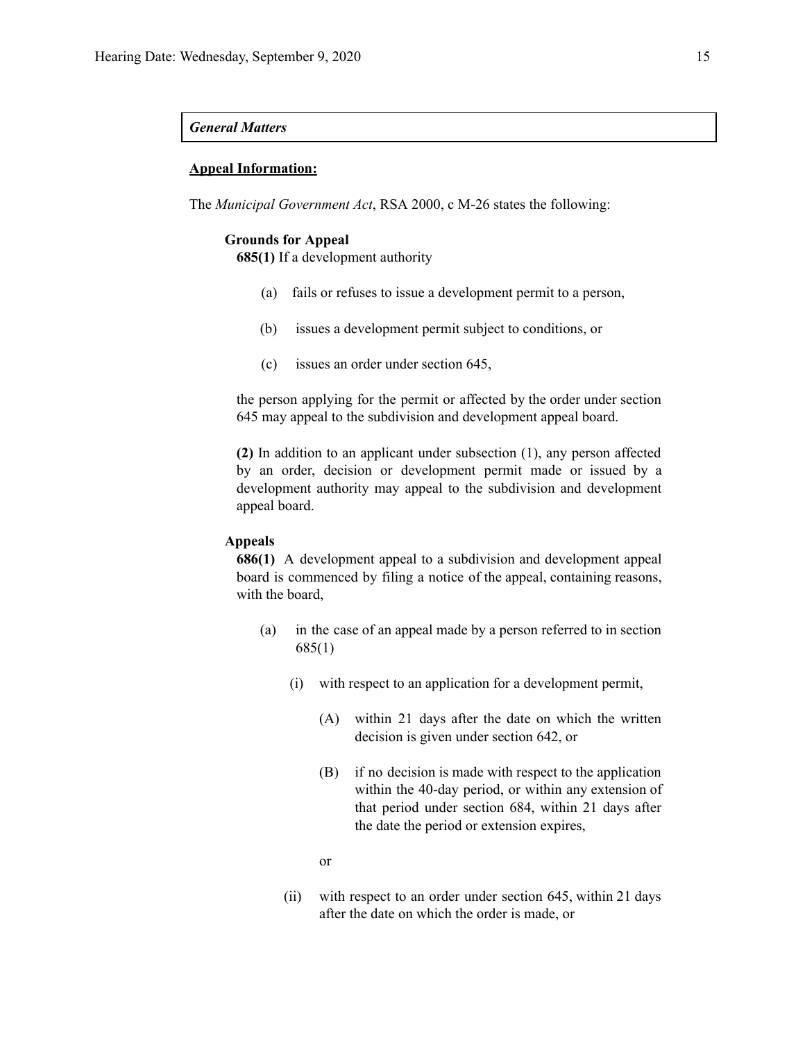*General Matters*

**Appeal Information:**

The *Municipal Government Act*, RSA 2000, c M-26 states the following:

**Grounds for Appeal**

**685(1)** If a development authority

(a) fails or refuses to issue a development permit to a person,

(b) issues a development permit subject to conditions, or

(c) issues an order under section 645,

the person applying for the permit or affected by the order under section 645 may appeal to the subdivision and development appeal board.

**(2)** In addition to an applicant under subsection (1), any person affected by an order, decision or development permit made or issued by a development authority may appeal to the subdivision and development appeal board.

**Appeals**

**686(1)** A development appeal to a subdivision and development appeal board is commenced by filing a notice of the appeal, containing reasons, with the board,

(a) in the case of an appeal made by a person referred to in section 685(1)

(i) with respect to an application for a development permit,

(A) within 21 days after the date on which the written decision is given under section 642, or

(B) if no decision is made with respect to the application within the 40-day period, or within any extension of that period under section 684, within 21 days after the date the period or extension expires,

or

(ii) with respect to an order under section 645, within 21 days after the date on which the order is made, or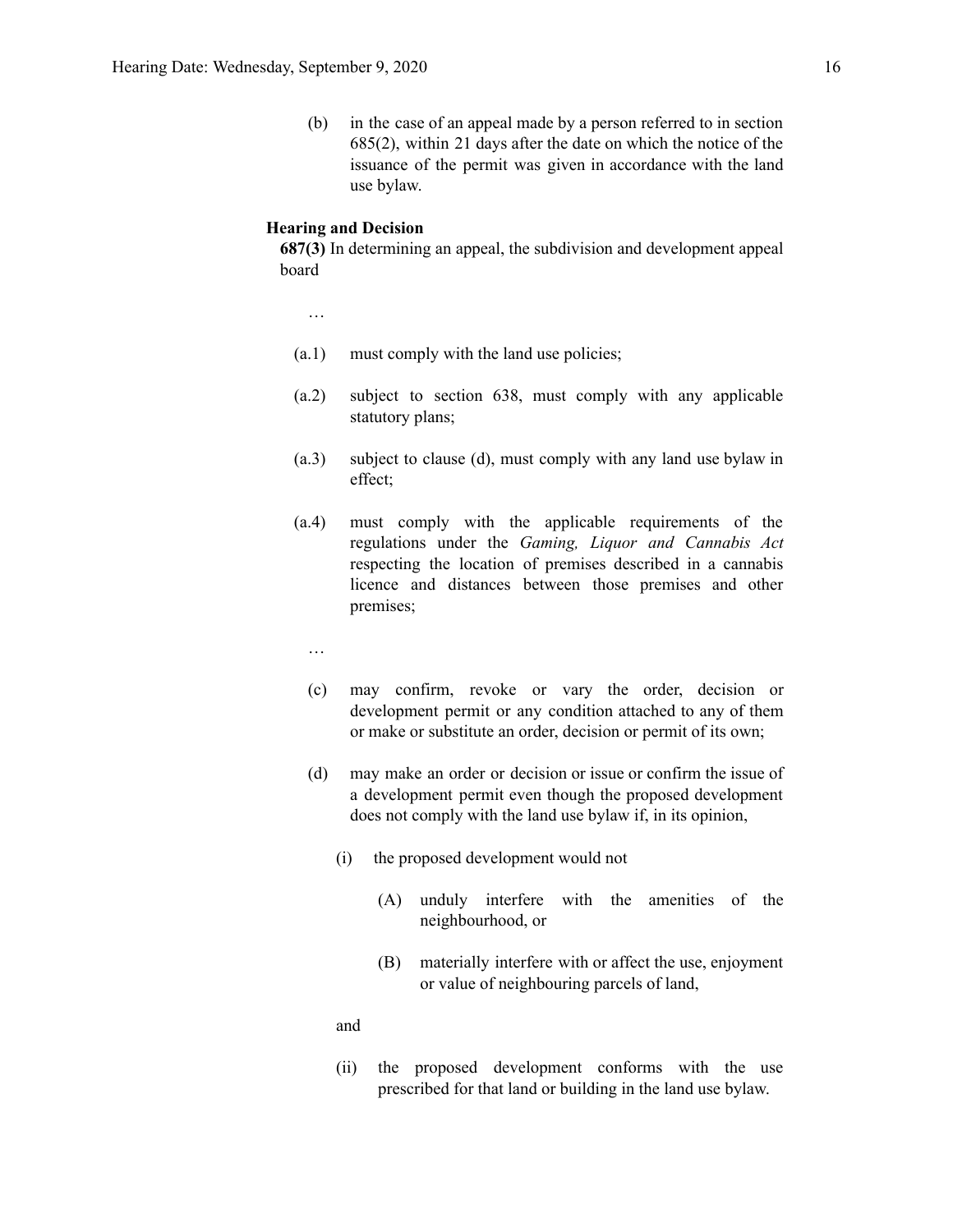(b) in the case of an appeal made by a person referred to in section 685(2), within 21 days after the date on which the notice of the issuance of the permit was given in accordance with the land use bylaw.

**Hearing and Decision**

**687(3)** In determining an appeal, the subdivision and development appeal board

…

(a.1) must comply with the land use policies;

(a.2) subject to section 638, must comply with any applicable statutory plans;

(a.3) subject to clause (d), must comply with any land use bylaw in effect;

(a.4) must comply with the applicable requirements of the regulations under the *Gaming, Liquor and Cannabis Act* respecting the location of premises described in a cannabis licence and distances between those premises and other premises;

…

(c) may confirm, revoke or vary the order, decision or development permit or any condition attached to any of them or make or substitute an order, decision or permit of its own;

(d) may make an order or decision or issue or confirm the issue of a development permit even though the proposed development does not comply with the land use bylaw if, in its opinion,

(i) the proposed development would not

(A) unduly interfere with the amenities of the neighbourhood, or

(B) materially interfere with or affect the use, enjoyment or value of neighbouring parcels of land,

and

(ii) the proposed development conforms with the use prescribed for that land or building in the land use bylaw.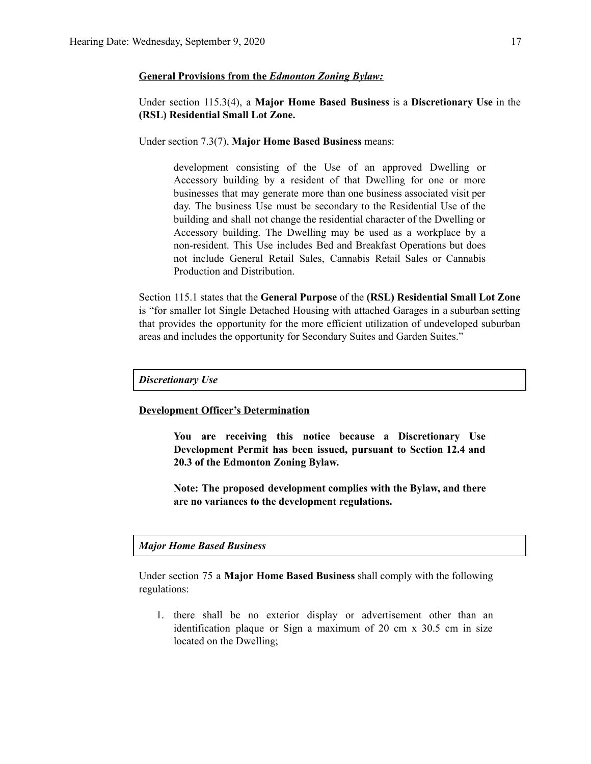**<u>General Provisions from the *Edmonton Zoning Bylaw:*</u>**

Under section 115.3(4), a **Major Home Based Business** is a **Discretionary Use** in the **(RSL) Residential Small Lot Zone.**

Under section 7.3(7), **Major Home Based Business** means:

> development consisting of the Use of an approved Dwelling or Accessory building by a resident of that Dwelling for one or more businesses that may generate more than one business associated visit per day. The business Use must be secondary to the Residential Use of the building and shall not change the residential character of the Dwelling or Accessory building. The Dwelling may be used as a workplace by a non-resident. This Use includes Bed and Breakfast Operations but does not include General Retail Sales, Cannabis Retail Sales or Cannabis Production and Distribution.

Section 115.1 states that the **General Purpose** of the **(RSL) Residential Small Lot Zone** is "for smaller lot Single Detached Housing with attached Garages in a suburban setting that provides the opportunity for the more efficient utilization of undeveloped suburban areas and includes the opportunity for Secondary Suites and Garden Suites."

***Discretionary Use***

**<u>Development Officer's Determination</u>**

> **You are receiving this notice because a Discretionary Use Development Permit has been issued, pursuant to Section 12.4 and 20.3 of the Edmonton Zoning Bylaw.**
>
> **Note: The proposed development complies with the Bylaw, and there are no variances to the development regulations.**

***Major Home Based Business***

Under section 75 a **Major Home Based Business** shall comply with the following regulations:

1. there shall be no exterior display or advertisement other than an identification plaque or Sign a maximum of 20 cm x 30.5 cm in size located on the Dwelling;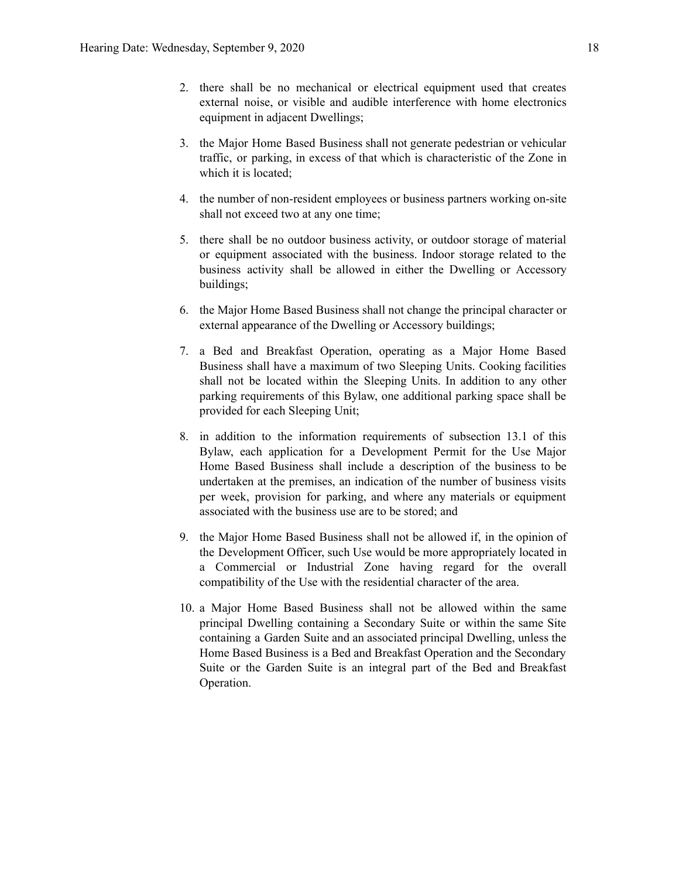2. there shall be no mechanical or electrical equipment used that creates external noise, or visible and audible interference with home electronics equipment in adjacent Dwellings;

3. the Major Home Based Business shall not generate pedestrian or vehicular traffic, or parking, in excess of that which is characteristic of the Zone in which it is located;

4. the number of non-resident employees or business partners working on-site shall not exceed two at any one time;

5. there shall be no outdoor business activity, or outdoor storage of material or equipment associated with the business. Indoor storage related to the business activity shall be allowed in either the Dwelling or Accessory buildings;

6. the Major Home Based Business shall not change the principal character or external appearance of the Dwelling or Accessory buildings;

7. a Bed and Breakfast Operation, operating as a Major Home Based Business shall have a maximum of two Sleeping Units. Cooking facilities shall not be located within the Sleeping Units. In addition to any other parking requirements of this Bylaw, one additional parking space shall be provided for each Sleeping Unit;

8. in addition to the information requirements of subsection 13.1 of this Bylaw, each application for a Development Permit for the Use Major Home Based Business shall include a description of the business to be undertaken at the premises, an indication of the number of business visits per week, provision for parking, and where any materials or equipment associated with the business use are to be stored; and

9. the Major Home Based Business shall not be allowed if, in the opinion of the Development Officer, such Use would be more appropriately located in a Commercial or Industrial Zone having regard for the overall compatibility of the Use with the residential character of the area.

10. a Major Home Based Business shall not be allowed within the same principal Dwelling containing a Secondary Suite or within the same Site containing a Garden Suite and an associated principal Dwelling, unless the Home Based Business is a Bed and Breakfast Operation and the Secondary Suite or the Garden Suite is an integral part of the Bed and Breakfast Operation.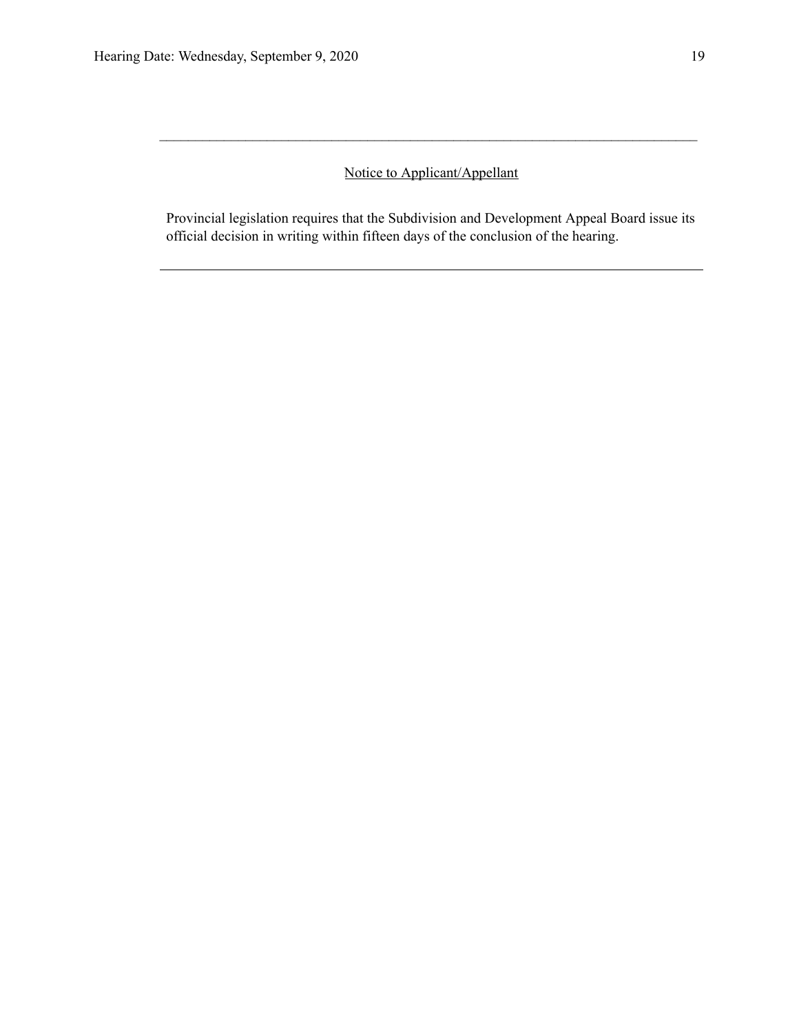---

Notice to Applicant/Appellant

Provincial legislation requires that the Subdivision and Development Appeal Board issue its official decision in writing within fifteen days of the conclusion of the hearing.

---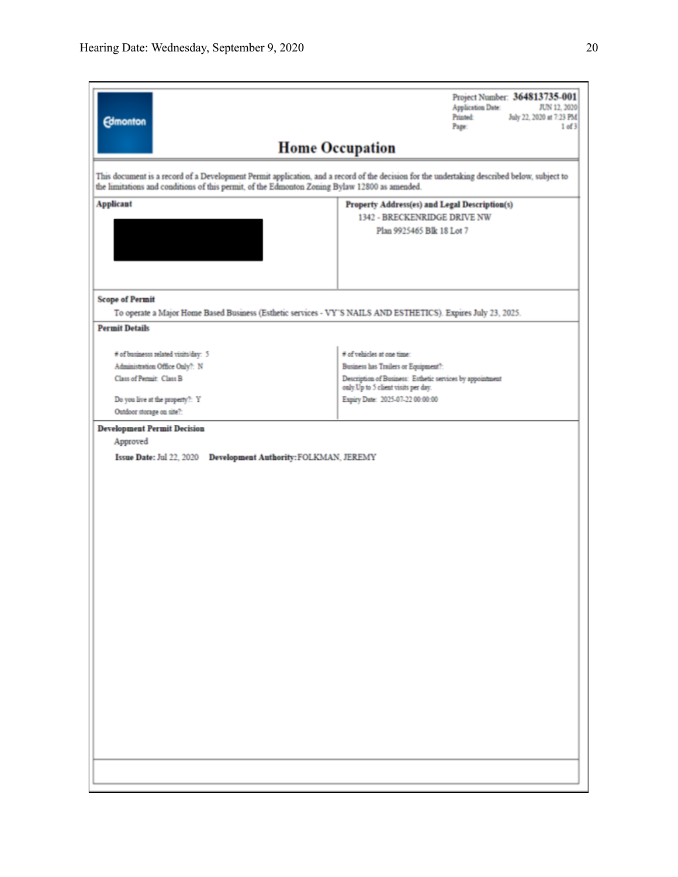Edmonton

Project Number: **364813735-001**
Application Date: JUN 12, 2020
Printed: July 22, 2020 at 7:23 PM
Page: 1 of 3

# Home Occupation

This document is a record of a Development Permit application, and a record of the decision for the undertaking described below, subject to the limitations and conditions of this permit, of the Edmonton Zoning Bylaw 12800 as amended.

| **Applicant** | **Property Address(es) and Legal Description(s)** |
|---|---|
| | 1342 - BRECKENRIDGE DRIVE NW<br>Plan 9925465 Blk 18 Lot 7 |

**Scope of Permit**

To operate a Major Home Based Business (Esthetic services - VY'S NAILS AND ESTHETICS). Expires July 23, 2025.

**Permit Details**

| | |
|---|---|
| # of businesss related visits/day: 5 | # of vehicles at one time: |
| Administration Office Only?: N | Business has Trailers or Equipment?: |
| Class of Permit: Class B | Description of Business: Esthetic services by appointment only.Up to 5 client visits per day. |
| Do you live at the property?: Y | Expiry Date: 2025-07-22 00:00:00 |
| Outdoor storage on site?: | |

**Development Permit Decision**

Approved

**Issue Date:** Jul 22, 2020 **Development Authority:** FOLKMAN, JEREMY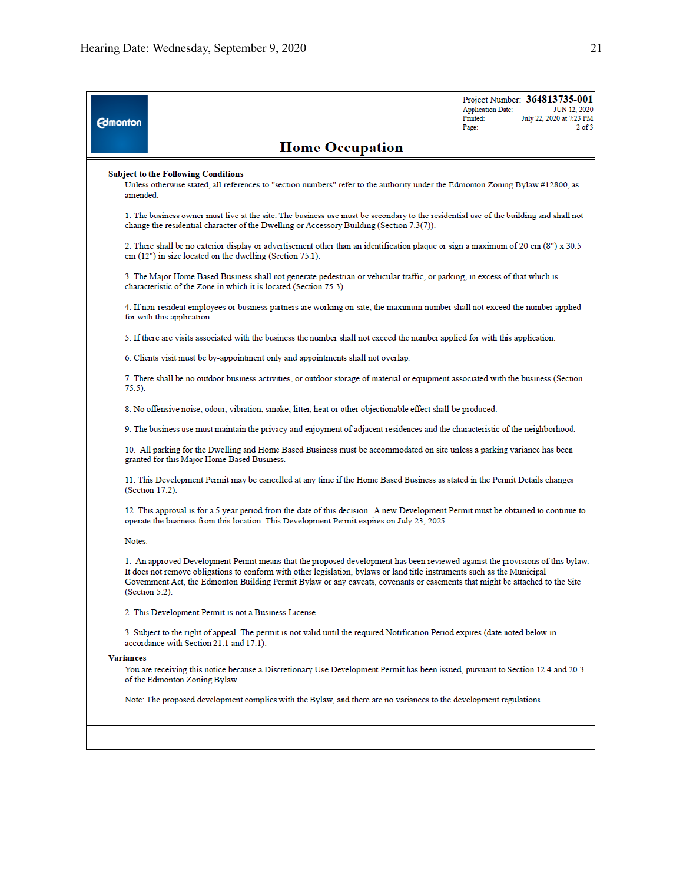Project Number: **364813735-001**
Application Date: JUN 12, 2020
Printed: July 22, 2020 at 7:23 PM
Page: 2 of 3

# Home Occupation

**Subject to the Following Conditions**

Unless otherwise stated, all references to "section numbers" refer to the authority under the Edmonton Zoning Bylaw #12800, as amended.

1. The business owner must live at the site. The business use must be secondary to the residential use of the building and shall not change the residential character of the Dwelling or Accessory Building (Section 7.3(7)).

2. There shall be no exterior display or advertisement other than an identification plaque or sign a maximum of 20 cm (8") x 30.5 cm (12") in size located on the dwelling (Section 75.1).

3. The Major Home Based Business shall not generate pedestrian or vehicular traffic, or parking, in excess of that which is characteristic of the Zone in which it is located (Section 75.3).

4. If non-resident employees or business partners are working on-site, the maximum number shall not exceed the number applied for with this application.

5. If there are visits associated with the business the number shall not exceed the number applied for with this application.

6. Clients visit must be by-appointment only and appointments shall not overlap.

7. There shall be no outdoor business activities, or outdoor storage of material or equipment associated with the business (Section 75.5).

8. No offensive noise, odour, vibration, smoke, litter, heat or other objectionable effect shall be produced.

9. The business use must maintain the privacy and enjoyment of adjacent residences and the characteristic of the neighborhood.

10. All parking for the Dwelling and Home Based Business must be accommodated on site unless a parking variance has been granted for this Major Home Based Business.

11. This Development Permit may be cancelled at any time if the Home Based Business as stated in the Permit Details changes (Section 17.2).

12. This approval is for a 5 year period from the date of this decision. A new Development Permit must be obtained to continue to operate the business from this location. This Development Permit expires on July 23, 2025.

Notes:

1. An approved Development Permit means that the proposed development has been reviewed against the provisions of this bylaw. It does not remove obligations to conform with other legislation, bylaws or land title instruments such as the Municipal Government Act, the Edmonton Building Permit Bylaw or any caveats, covenants or easements that might be attached to the Site (Section 5.2).

2. This Development Permit is not a Business License.

3. Subject to the right of appeal. The permit is not valid until the required Notification Period expires (date noted below in accordance with Section 21.1 and 17.1).

**Variances**

You are receiving this notice because a Discretionary Use Development Permit has been issued, pursuant to Section 12.4 and 20.3 of the Edmonton Zoning Bylaw.

Note: The proposed development complies with the Bylaw, and there are no variances to the development regulations.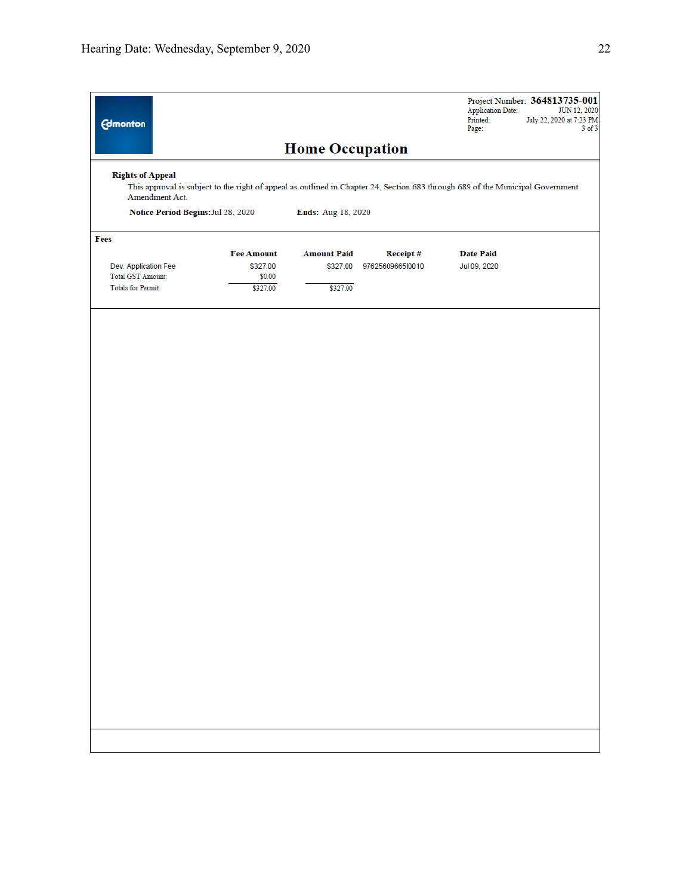Project Number: **364813735-001**
Application Date: JUN 12, 2020
Printed: July 22, 2020 at 7:23 PM
Page: 3 of 3

# Home Occupation

**Rights of Appeal**

This approval is subject to the right of appeal as outlined in Chapter 24, Section 683 through 689 of the Municipal Government Amendment Act.

**Notice Period Begins:** Jul 28, 2020 **Ends:** Aug 18, 2020

**Fees**

| | Fee Amount | Amount Paid | Receipt # | Date Paid |
|---|---|---|---|---|
| Dev. Application Fee | $327.00 | $327.00 | 97625609665I0010 | Jul 09, 2020 |
| Total GST Amount: | $0.00 | | | |
| Totals for Permit: | $327.00 | $327.00 | | |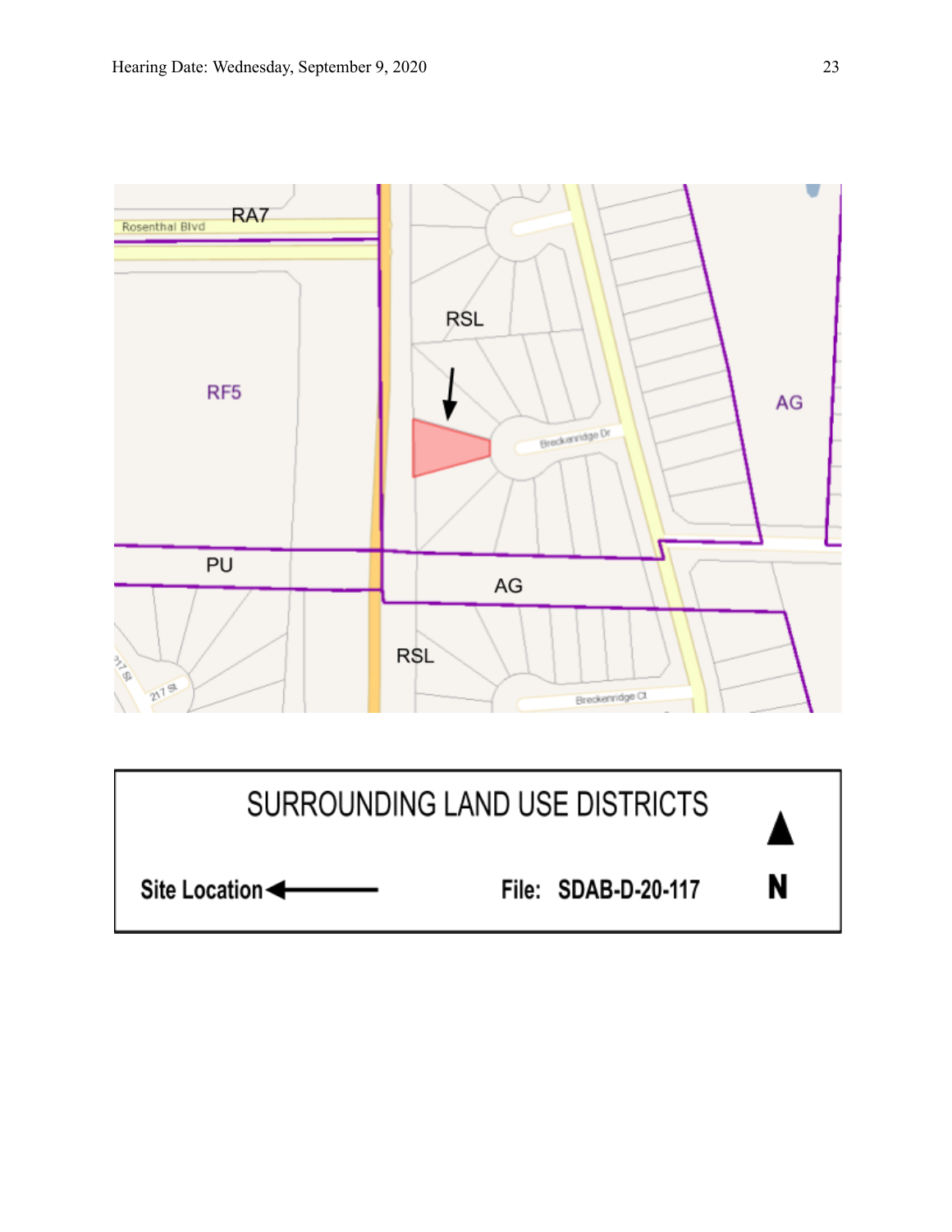RA7

Rosenthal Blvd

RSL

RF5

AG

Breckenridge Dr

PU

AG

RSL

217 St

217 St

Breckenridge Ct

SURROUNDING LAND USE DISTRICTS

Site Location

File: SDAB-D-20-117

N